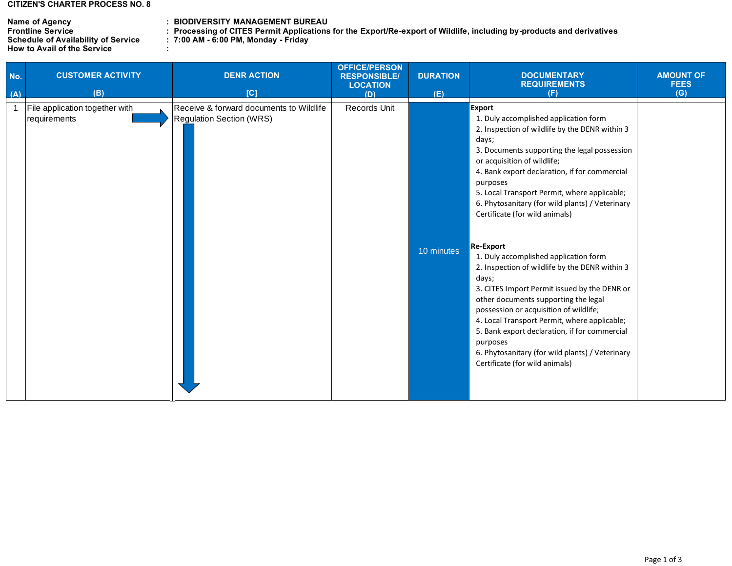**CITIZEN'S CHARTER PROCESS NO. 8**

**Name of Agency** : **BIODIVERSITY MANAGEMENT BUREAU**
**Frontline Service** : **Processing of CITES Permit Applications for the Export/Re-export of Wildlife, including by-products and derivatives**
**Schedule of Availability of Service** : **7:00 AM - 6:00 PM, Monday - Friday**
**How to Avail of the Service** :

| No. (A) | CUSTOMER ACTIVITY (B) | DENR ACTION [C] | OFFICE/PERSON RESPONSIBLE/ LOCATION (D) | DURATION (E) | DOCUMENTARY REQUIREMENTS (F) | AMOUNT OF FEES (G) |
|---|---|---|---|---|---|---|
| 1 | File application together with requirements | Receive & forward documents to Wildlife Regulation Section (WRS) | Records Unit | 10 minutes | **Export**<br>1. Duly accomplished application form<br>2. Inspection of wildlife by the DENR within 3 days;<br>3. Documents supporting the legal possession or acquisition of wildlife;<br>4. Bank export declaration, if for commercial purposes<br>5. Local Transport Permit, where applicable;<br>6. Phytosanitary (for wild plants) / Veterinary Certificate (for wild animals)<br><br>**Re-Export**<br>1. Duly accomplished application form<br>2. Inspection of wildlife by the DENR within 3 days;<br>3. CITES Import Permit issued by the DENR or other documents supporting the legal possession or acquisition of wildlife;<br>4. Local Transport Permit, where applicable;<br>5. Bank export declaration, if for commercial purposes<br>6. Phytosanitary (for wild plants) / Veterinary Certificate (for wild animals) | |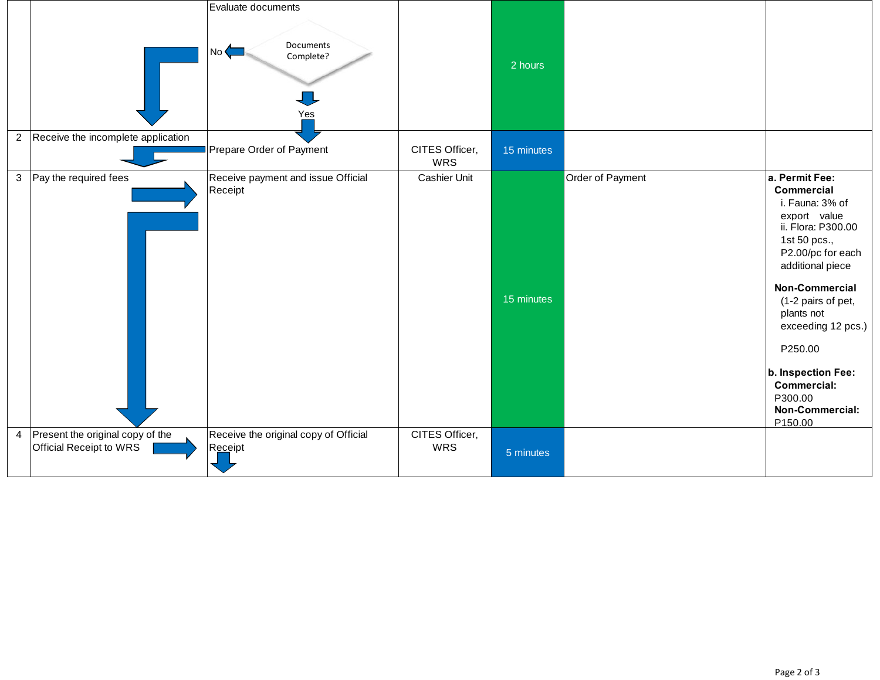| | | | | | | |
|---|---|---|---|---|---|---|
| | | Evaluate documents<br><br>Documents Complete?<br>No<br>Yes | | 2 hours | | |
| 2 | Receive the incomplete application | Prepare Order of Payment | CITES Officer, WRS | 15 minutes | | |
| 3 | Pay the required fees | Receive payment and issue Official Receipt | Cashier Unit | 15 minutes | Order of Payment | **a. Permit Fee:**<br>**Commercial**<br>i. Fauna: 3% of export value<br>ii. Flora: P300.00 1st 50 pcs., P2.00/pc for each additional piece<br><br>**Non-Commercial**<br>(1-2 pairs of pet, plants not exceeding 12 pcs.)<br><br>P250.00<br><br>**b. Inspection Fee:**<br>**Commercial:**<br>P300.00<br>**Non-Commercial:**<br>P150.00 |
| 4 | Present the original copy of the Official Receipt to WRS | Receive the original copy of Official Receipt | CITES Officer, WRS | 5 minutes | | |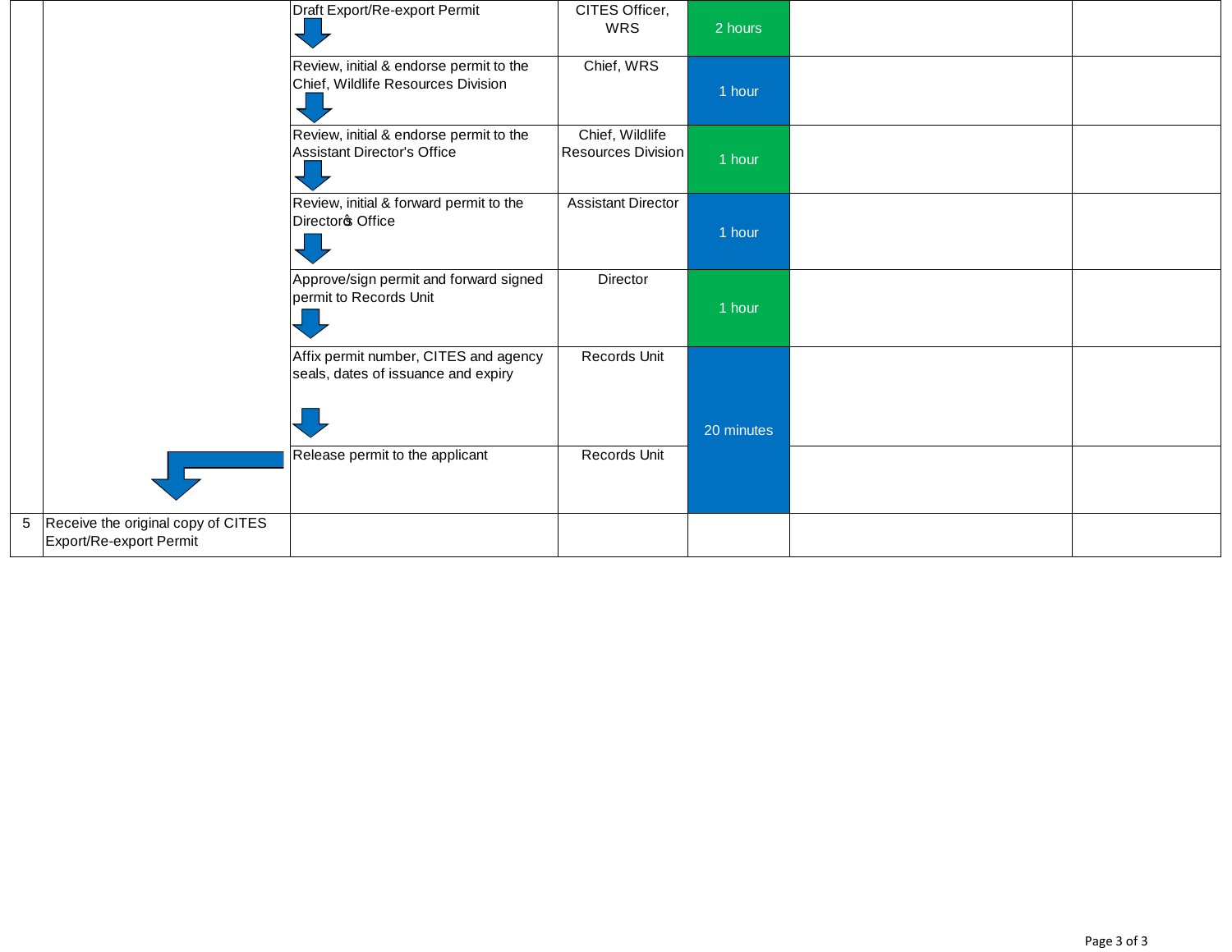| | | | | | | |
|---|---|---|---|---|---|---|
| | | Draft Export/Re-export Permit | CITES Officer, WRS | 2 hours | | |
| | | Review, initial & endorse permit to the Chief, Wildlife Resources Division | Chief, WRS | 1 hour | | |
| | | Review, initial & endorse permit to the Assistant Director's Office | Chief, Wildlife Resources Division | 1 hour | | |
| | | Review, initial & forward permit to the Director�s Office | Assistant Director | 1 hour | | |
| | | Approve/sign permit and forward signed permit to Records Unit | Director | 1 hour | | |
| | | Affix permit number, CITES and agency seals, dates of issuance and expiry | Records Unit | 20 minutes | | |
| | | Release permit to the applicant | Records Unit | | | |
| 5 | Receive the original copy of CITES Export/Re-export Permit | | | | | |